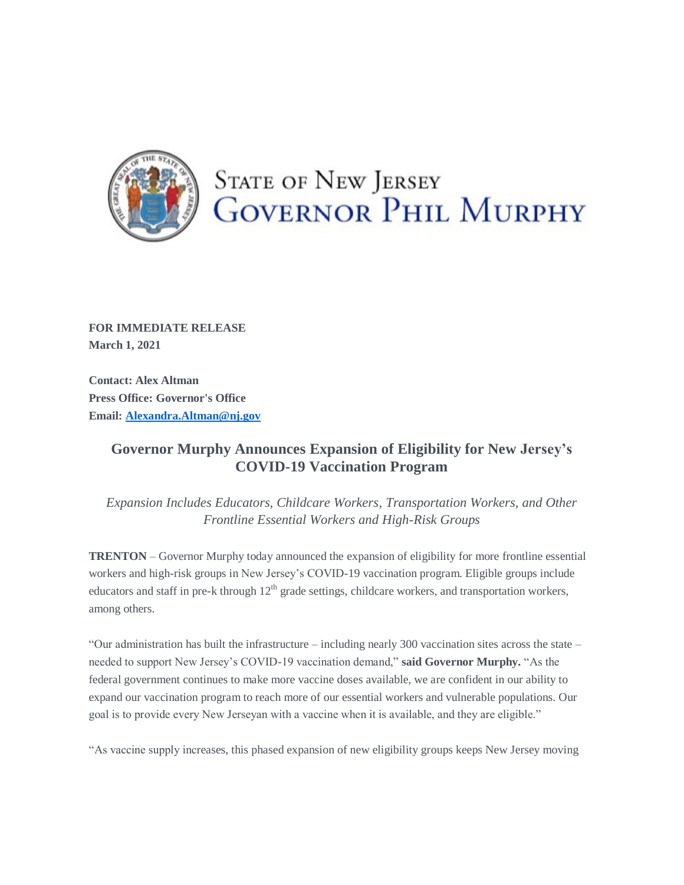STATE OF NEW JERSEY
GOVERNOR PHIL MURPHY

**FOR IMMEDIATE RELEASE**
**March 1, 2021**

**Contact: Alex Altman**
**Press Office: Governor's Office**
**Email: [Alexandra.Altman@nj.gov](mailto:Alexandra.Altman@nj.gov)**

## Governor Murphy Announces Expansion of Eligibility for New Jersey's COVID-19 Vaccination Program

*Expansion Includes Educators, Childcare Workers, Transportation Workers, and Other Frontline Essential Workers and High-Risk Groups*

**TRENTON** – Governor Murphy today announced the expansion of eligibility for more frontline essential workers and high-risk groups in New Jersey's COVID-19 vaccination program. Eligible groups include educators and staff in pre-k through 12th grade settings, childcare workers, and transportation workers, among others.

"Our administration has built the infrastructure – including nearly 300 vaccination sites across the state – needed to support New Jersey's COVID-19 vaccination demand," **said Governor Murphy.** "As the federal government continues to make more vaccine doses available, we are confident in our ability to expand our vaccination program to reach more of our essential workers and vulnerable populations. Our goal is to provide every New Jerseyan with a vaccine when it is available, and they are eligible."

"As vaccine supply increases, this phased expansion of new eligibility groups keeps New Jersey moving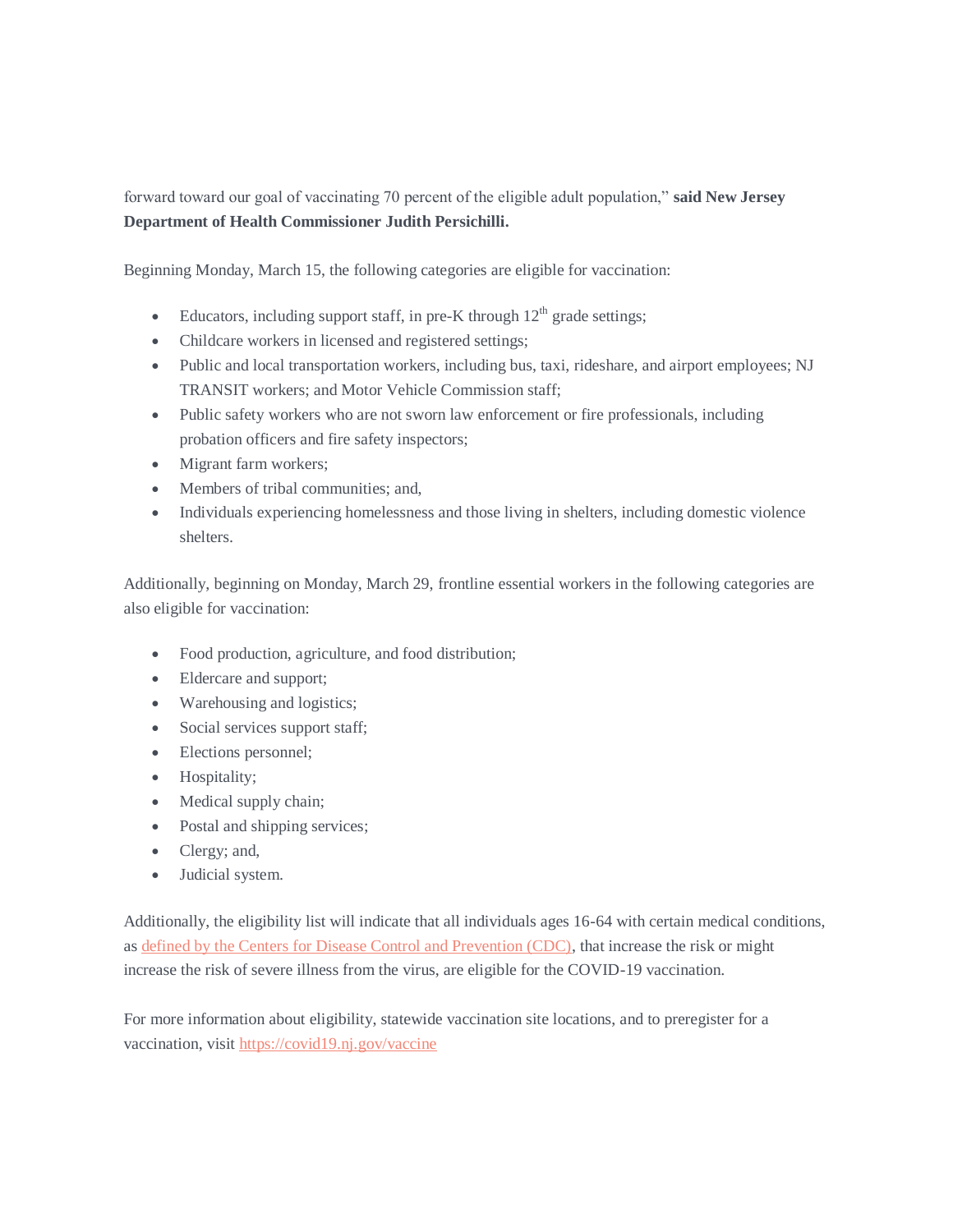forward toward our goal of vaccinating 70 percent of the eligible adult population," **said New Jersey Department of Health Commissioner Judith Persichilli.**

Beginning Monday, March 15, the following categories are eligible for vaccination:

- Educators, including support staff, in pre-K through 12th grade settings;
- Childcare workers in licensed and registered settings;
- Public and local transportation workers, including bus, taxi, rideshare, and airport employees; NJ TRANSIT workers; and Motor Vehicle Commission staff;
- Public safety workers who are not sworn law enforcement or fire professionals, including probation officers and fire safety inspectors;
- Migrant farm workers;
- Members of tribal communities; and,
- Individuals experiencing homelessness and those living in shelters, including domestic violence shelters.

Additionally, beginning on Monday, March 29, frontline essential workers in the following categories are also eligible for vaccination:

- Food production, agriculture, and food distribution;
- Eldercare and support;
- Warehousing and logistics;
- Social services support staff;
- Elections personnel;
- Hospitality;
- Medical supply chain;
- Postal and shipping services;
- Clergy; and,
- Judicial system.

Additionally, the eligibility list will indicate that all individuals ages 16-64 with certain medical conditions, as defined by the Centers for Disease Control and Prevention (CDC), that increase the risk or might increase the risk of severe illness from the virus, are eligible for the COVID-19 vaccination.

For more information about eligibility, statewide vaccination site locations, and to preregister for a vaccination, visit https://covid19.nj.gov/vaccine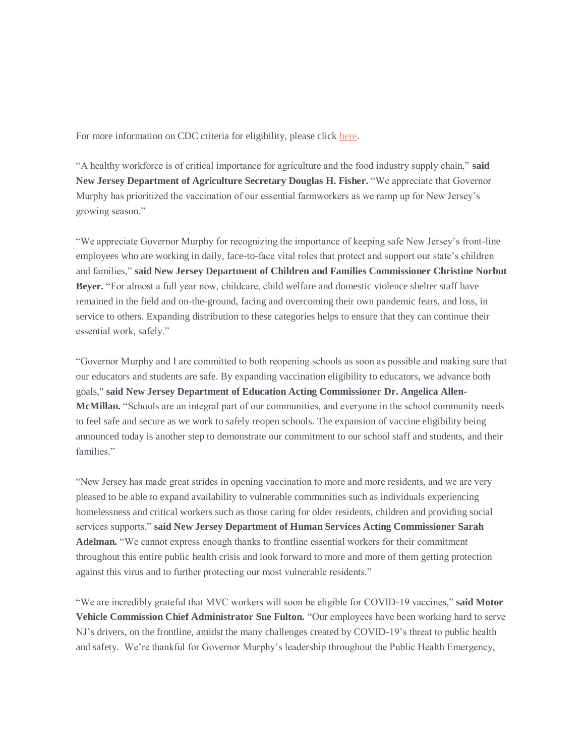For more information on CDC criteria for eligibility, please click here.

"A healthy workforce is of critical importance for agriculture and the food industry supply chain," **said New Jersey Department of Agriculture Secretary Douglas H. Fisher.** "We appreciate that Governor Murphy has prioritized the vaccination of our essential farmworkers as we ramp up for New Jersey's growing season."

"We appreciate Governor Murphy for recognizing the importance of keeping safe New Jersey's front-line employees who are working in daily, face-to-face vital roles that protect and support our state's children and families," **said New Jersey Department of Children and Families Commissioner Christine Norbut Beyer.** "For almost a full year now, childcare, child welfare and domestic violence shelter staff have remained in the field and on-the-ground, facing and overcoming their own pandemic fears, and loss, in service to others. Expanding distribution to these categories helps to ensure that they can continue their essential work, safely."

"Governor Murphy and I are committed to both reopening schools as soon as possible and making sure that our educators and students are safe. By expanding vaccination eligibility to educators, we advance both goals," **said New Jersey Department of Education Acting Commissioner Dr. Angelica Allen-McMillan.** "Schools are an integral part of our communities, and everyone in the school community needs to feel safe and secure as we work to safely reopen schools. The expansion of vaccine eligibility being announced today is another step to demonstrate our commitment to our school staff and students, and their families."

"New Jersey has made great strides in opening vaccination to more and more residents, and we are very pleased to be able to expand availability to vulnerable communities such as individuals experiencing homelessness and critical workers such as those caring for older residents, children and providing social services supports," **said New Jersey Department of Human Services Acting Commissioner Sarah Adelman.** "We cannot express enough thanks to frontline essential workers for their commitment throughout this entire public health crisis and look forward to more and more of them getting protection against this virus and to further protecting our most vulnerable residents."

"We are incredibly grateful that MVC workers will soon be eligible for COVID-19 vaccines," **said Motor Vehicle Commission Chief Administrator Sue Fulton.** "Our employees have been working hard to serve NJ's drivers, on the frontline, amidst the many challenges created by COVID-19's threat to public health and safety. We're thankful for Governor Murphy's leadership throughout the Public Health Emergency,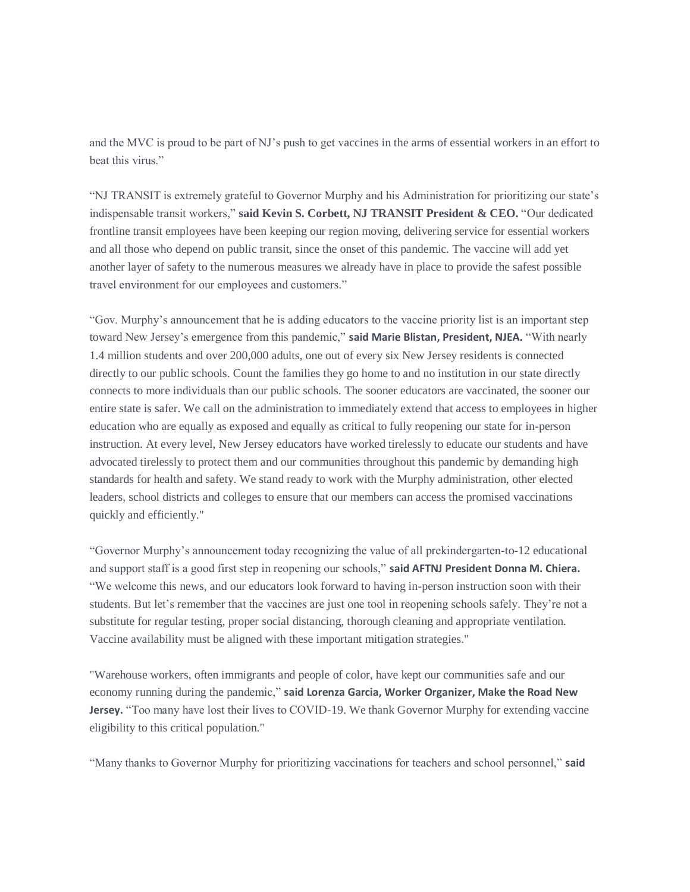and the MVC is proud to be part of NJ's push to get vaccines in the arms of essential workers in an effort to beat this virus."

"NJ TRANSIT is extremely grateful to Governor Murphy and his Administration for prioritizing our state's indispensable transit workers," **said Kevin S. Corbett, NJ TRANSIT President & CEO.** "Our dedicated frontline transit employees have been keeping our region moving, delivering service for essential workers and all those who depend on public transit, since the onset of this pandemic. The vaccine will add yet another layer of safety to the numerous measures we already have in place to provide the safest possible travel environment for our employees and customers."

"Gov. Murphy's announcement that he is adding educators to the vaccine priority list is an important step toward New Jersey's emergence from this pandemic," **said Marie Blistan, President, NJEA.** "With nearly 1.4 million students and over 200,000 adults, one out of every six New Jersey residents is connected directly to our public schools. Count the families they go home to and no institution in our state directly connects to more individuals than our public schools. The sooner educators are vaccinated, the sooner our entire state is safer. We call on the administration to immediately extend that access to employees in higher education who are equally as exposed and equally as critical to fully reopening our state for in-person instruction. At every level, New Jersey educators have worked tirelessly to educate our students and have advocated tirelessly to protect them and our communities throughout this pandemic by demanding high standards for health and safety. We stand ready to work with the Murphy administration, other elected leaders, school districts and colleges to ensure that our members can access the promised vaccinations quickly and efficiently."

"Governor Murphy's announcement today recognizing the value of all prekindergarten-to-12 educational and support staff is a good first step in reopening our schools," **said AFTNJ President Donna M. Chiera.** "We welcome this news, and our educators look forward to having in-person instruction soon with their students. But let's remember that the vaccines are just one tool in reopening schools safely. They're not a substitute for regular testing, proper social distancing, thorough cleaning and appropriate ventilation. Vaccine availability must be aligned with these important mitigation strategies."

"Warehouse workers, often immigrants and people of color, have kept our communities safe and our economy running during the pandemic," **said Lorenza Garcia, Worker Organizer, Make the Road New Jersey.** "Too many have lost their lives to COVID-19. We thank Governor Murphy for extending vaccine eligibility to this critical population."

"Many thanks to Governor Murphy for prioritizing vaccinations for teachers and school personnel," **said**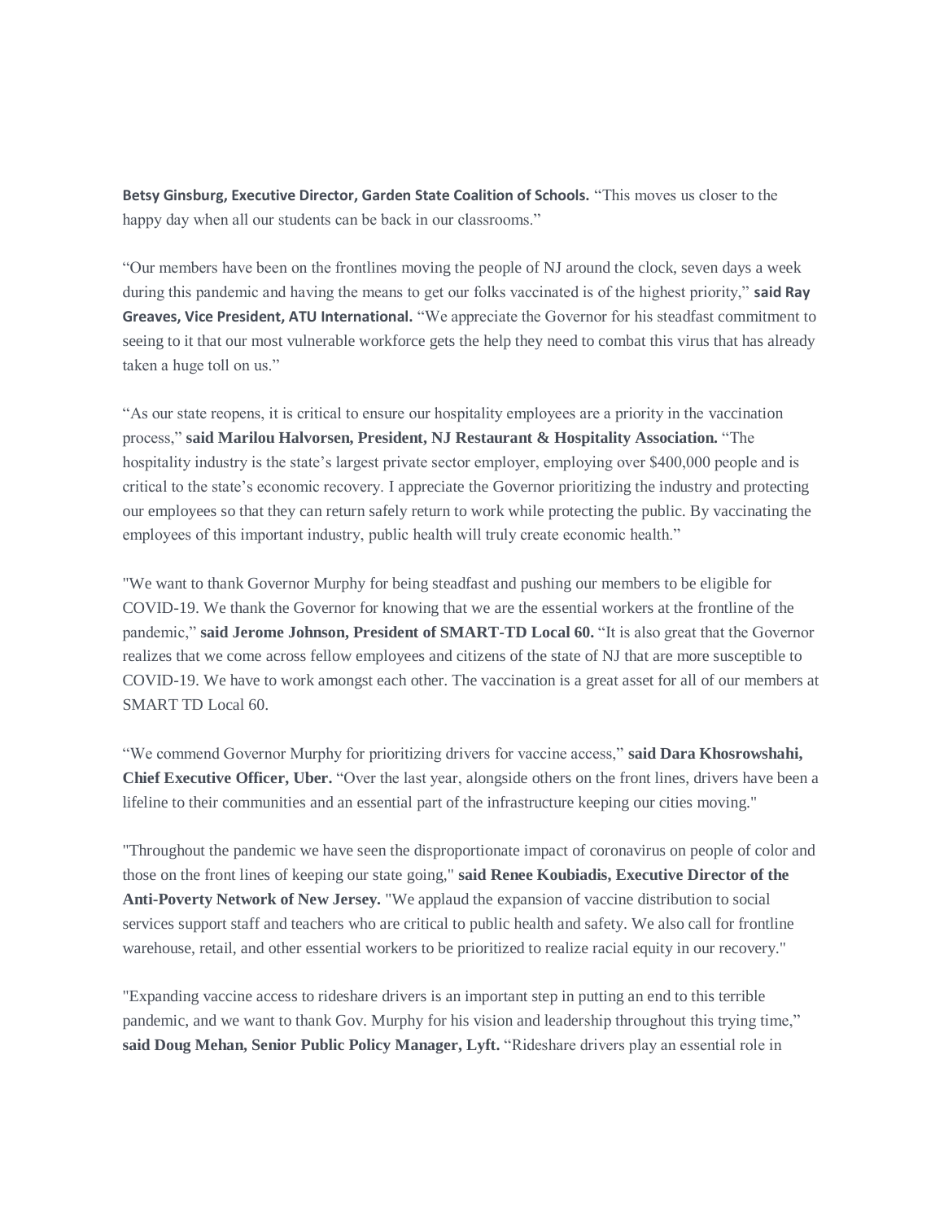**Betsy Ginsburg, Executive Director, Garden State Coalition of Schools.** "This moves us closer to the happy day when all our students can be back in our classrooms."

"Our members have been on the frontlines moving the people of NJ around the clock, seven days a week during this pandemic and having the means to get our folks vaccinated is of the highest priority," **said Ray Greaves, Vice President, ATU International.** "We appreciate the Governor for his steadfast commitment to seeing to it that our most vulnerable workforce gets the help they need to combat this virus that has already taken a huge toll on us."

"As our state reopens, it is critical to ensure our hospitality employees are a priority in the vaccination process," **said Marilou Halvorsen, President, NJ Restaurant & Hospitality Association.** "The hospitality industry is the state's largest private sector employer, employing over $400,000 people and is critical to the state's economic recovery. I appreciate the Governor prioritizing the industry and protecting our employees so that they can return safely return to work while protecting the public. By vaccinating the employees of this important industry, public health will truly create economic health."

"We want to thank Governor Murphy for being steadfast and pushing our members to be eligible for COVID-19. We thank the Governor for knowing that we are the essential workers at the frontline of the pandemic," **said Jerome Johnson, President of SMART-TD Local 60.** "It is also great that the Governor realizes that we come across fellow employees and citizens of the state of NJ that are more susceptible to COVID-19. We have to work amongst each other. The vaccination is a great asset for all of our members at SMART TD Local 60.

"We commend Governor Murphy for prioritizing drivers for vaccine access," **said Dara Khosrowshahi, Chief Executive Officer, Uber.** "Over the last year, alongside others on the front lines, drivers have been a lifeline to their communities and an essential part of the infrastructure keeping our cities moving."

"Throughout the pandemic we have seen the disproportionate impact of coronavirus on people of color and those on the front lines of keeping our state going," **said Renee Koubiadis, Executive Director of the Anti-Poverty Network of New Jersey.** "We applaud the expansion of vaccine distribution to social services support staff and teachers who are critical to public health and safety. We also call for frontline warehouse, retail, and other essential workers to be prioritized to realize racial equity in our recovery."

"Expanding vaccine access to rideshare drivers is an important step in putting an end to this terrible pandemic, and we want to thank Gov. Murphy for his vision and leadership throughout this trying time," **said Doug Mehan, Senior Public Policy Manager, Lyft.** "Rideshare drivers play an essential role in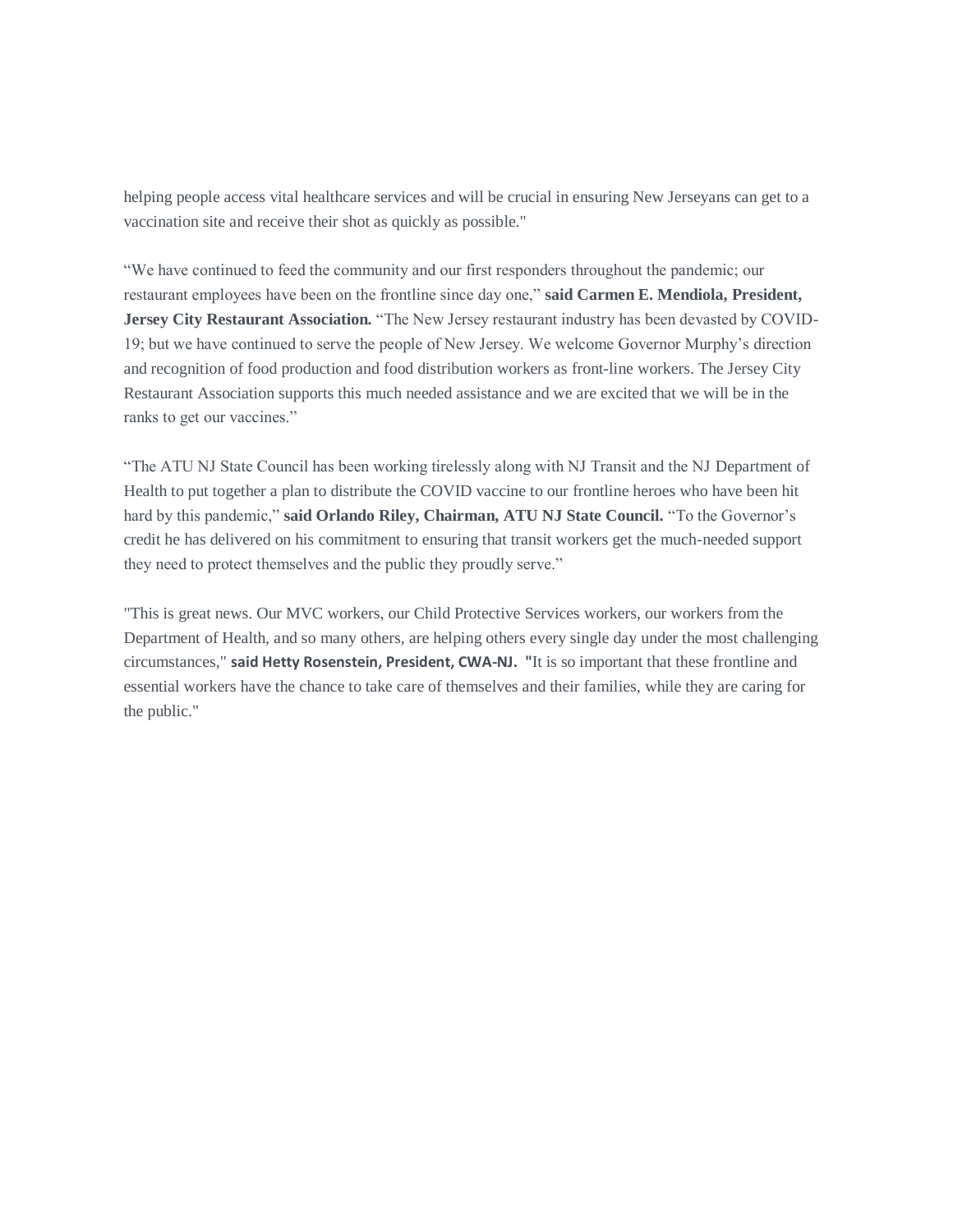helping people access vital healthcare services and will be crucial in ensuring New Jerseyans can get to a vaccination site and receive their shot as quickly as possible."

“We have continued to feed the community and our first responders throughout the pandemic; our restaurant employees have been on the frontline since day one,” **said Carmen E. Mendiola, President, Jersey City Restaurant Association.** “The New Jersey restaurant industry has been devastated by COVID-19; but we have continued to serve the people of New Jersey. We welcome Governor Murphy’s direction and recognition of food production and food distribution workers as front-line workers. The Jersey City Restaurant Association supports this much needed assistance and we are excited that we will be in the ranks to get our vaccines.”

“The ATU NJ State Council has been working tirelessly along with NJ Transit and the NJ Department of Health to put together a plan to distribute the COVID vaccine to our frontline heroes who have been hit hard by this pandemic,” **said Orlando Riley, Chairman, ATU NJ State Council.** “To the Governor’s credit he has delivered on his commitment to ensuring that transit workers get the much-needed support they need to protect themselves and the public they proudly serve.”

"This is great news. Our MVC workers, our Child Protective Services workers, our workers from the Department of Health, and so many others, are helping others every single day under the most challenging circumstances," **said Hetty Rosenstein, President, CWA-NJ. "**It is so important that these frontline and essential workers have the chance to take care of themselves and their families, while they are caring for the public."